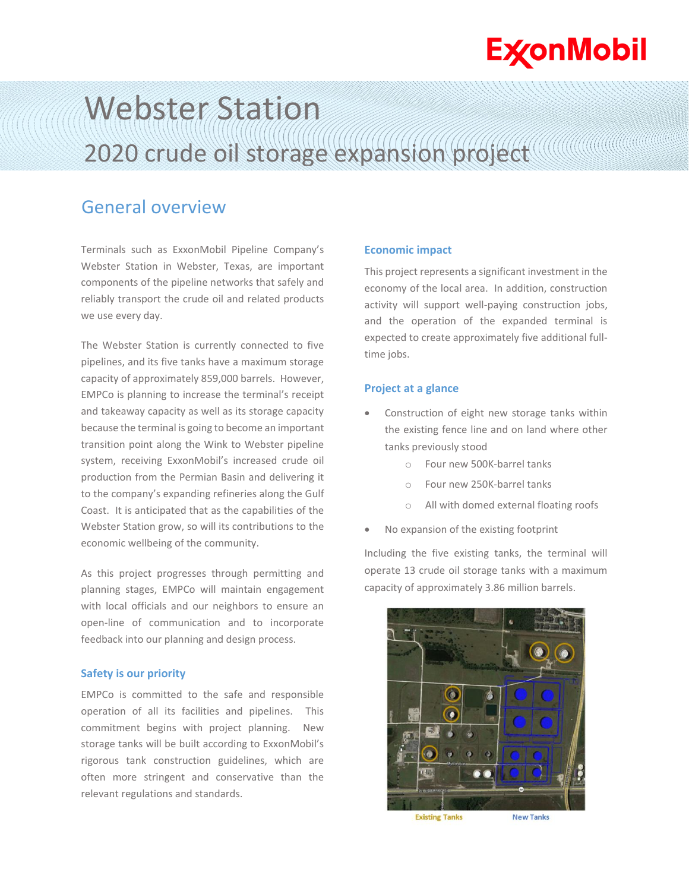# Webster Station

## 2020 crude oil storage expansion project

## General overview

Terminals such as ExxonMobil Pipeline Company's Webster Station in Webster, Texas, are important components of the pipeline networks that safely and reliably transport the crude oil and related products we use every day.

The Webster Station is currently connected to five pipelines, and its five tanks have a maximum storage capacity of approximately 859,000 barrels. However, EMPCo is planning to increase the terminal's receipt and takeaway capacity as well as its storage capacity because the terminal is going to become an important transition point along the Wink to Webster pipeline system, receiving ExxonMobil's increased crude oil production from the Permian Basin and delivering it to the company's expanding refineries along the Gulf Coast. It is anticipated that as the capabilities of the Webster Station grow, so will its contributions to the economic wellbeing of the community.

As this project progresses through permitting and planning stages, EMPCo will maintain engagement with local officials and our neighbors to ensure an open-line of communication and to incorporate feedback into our planning and design process.

### Safety is our priority

EMPCo is committed to the safe and responsible operation of all its facilities and pipelines. This commitment begins with project planning. New storage tanks will be built according to ExxonMobil's rigorous tank construction guidelines, which are often more stringent and conservative than the relevant regulations and standards.

### Economic impact

This project represents a significant investment in the economy of the local area. In addition, construction activity will support well-paying construction jobs, and the operation of the expanded terminal is expected to create approximately five additional full-time jobs.

### Project at a glance

- Construction of eight new storage tanks within the existing fence line and on land where other tanks previously stood
  - Four new 500K-barrel tanks
  - Four new 250K-barrel tanks
  - All with domed external floating roofs
- No expansion of the existing footprint

Including the five existing tanks, the terminal will operate 13 crude oil storage tanks with a maximum capacity of approximately 3.86 million barrels.

Existing Tanks New Tanks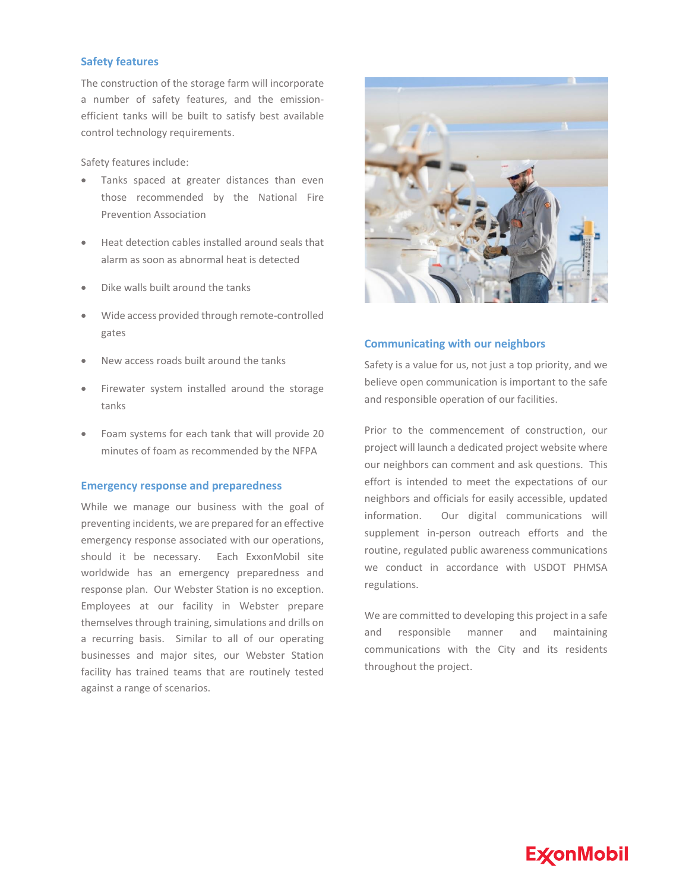## Safety features

The construction of the storage farm will incorporate a number of safety features, and the emission-efficient tanks will be built to satisfy best available control technology requirements.

Safety features include:

- Tanks spaced at greater distances than even those recommended by the National Fire Prevention Association
- Heat detection cables installed around seals that alarm as soon as abnormal heat is detected
- Dike walls built around the tanks
- Wide access provided through remote-controlled gates
- New access roads built around the tanks
- Firewater system installed around the storage tanks
- Foam systems for each tank that will provide 20 minutes of foam as recommended by the NFPA

## Emergency response and preparedness

While we manage our business with the goal of preventing incidents, we are prepared for an effective emergency response associated with our operations, should it be necessary. Each ExxonMobil site worldwide has an emergency preparedness and response plan. Our Webster Station is no exception. Employees at our facility in Webster prepare themselves through training, simulations and drills on a recurring basis. Similar to all of our operating businesses and major sites, our Webster Station facility has trained teams that are routinely tested against a range of scenarios.

## Communicating with our neighbors

Safety is a value for us, not just a top priority, and we believe open communication is important to the safe and responsible operation of our facilities.

Prior to the commencement of construction, our project will launch a dedicated project website where our neighbors can comment and ask questions. This effort is intended to meet the expectations of our neighbors and officials for easily accessible, updated information. Our digital communications will supplement in-person outreach efforts and the routine, regulated public awareness communications we conduct in accordance with USDOT PHMSA regulations.

We are committed to developing this project in a safe and responsible manner and maintaining communications with the City and its residents throughout the project.